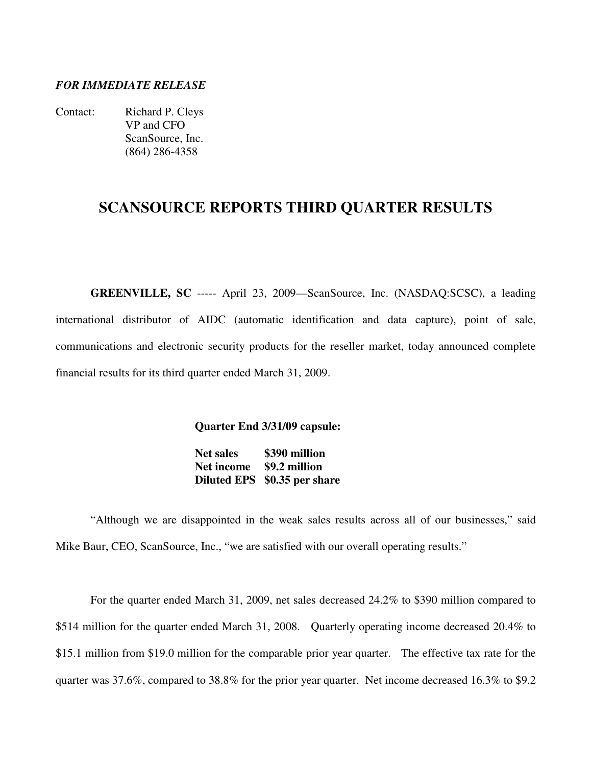***FOR IMMEDIATE RELEASE***

Contact: Richard P. Cleys
VP and CFO
ScanSource, Inc.
(864) 286-4358

# SCANSOURCE REPORTS THIRD QUARTER RESULTS

**GREENVILLE, SC** ----- April 23, 2009—ScanSource, Inc. (NASDAQ:SCSC), a leading international distributor of AIDC (automatic identification and data capture), point of sale, communications and electronic security products for the reseller market, today announced complete financial results for its third quarter ended March 31, 2009.

**Quarter End 3/31/09 capsule:**

| | |
|---|---|
| **Net sales** | **$390 million** |
| **Net income** | **$9.2 million** |
| **Diluted EPS** | **$0.35 per share** |

"Although we are disappointed in the weak sales results across all of our businesses," said Mike Baur, CEO, ScanSource, Inc., "we are satisfied with our overall operating results."

For the quarter ended March 31, 2009, net sales decreased 24.2% to $390 million compared to $514 million for the quarter ended March 31, 2008. Quarterly operating income decreased 20.4% to $15.1 million from $19.0 million for the comparable prior year quarter. The effective tax rate for the quarter was 37.6%, compared to 38.8% for the prior year quarter. Net income decreased 16.3% to $9.2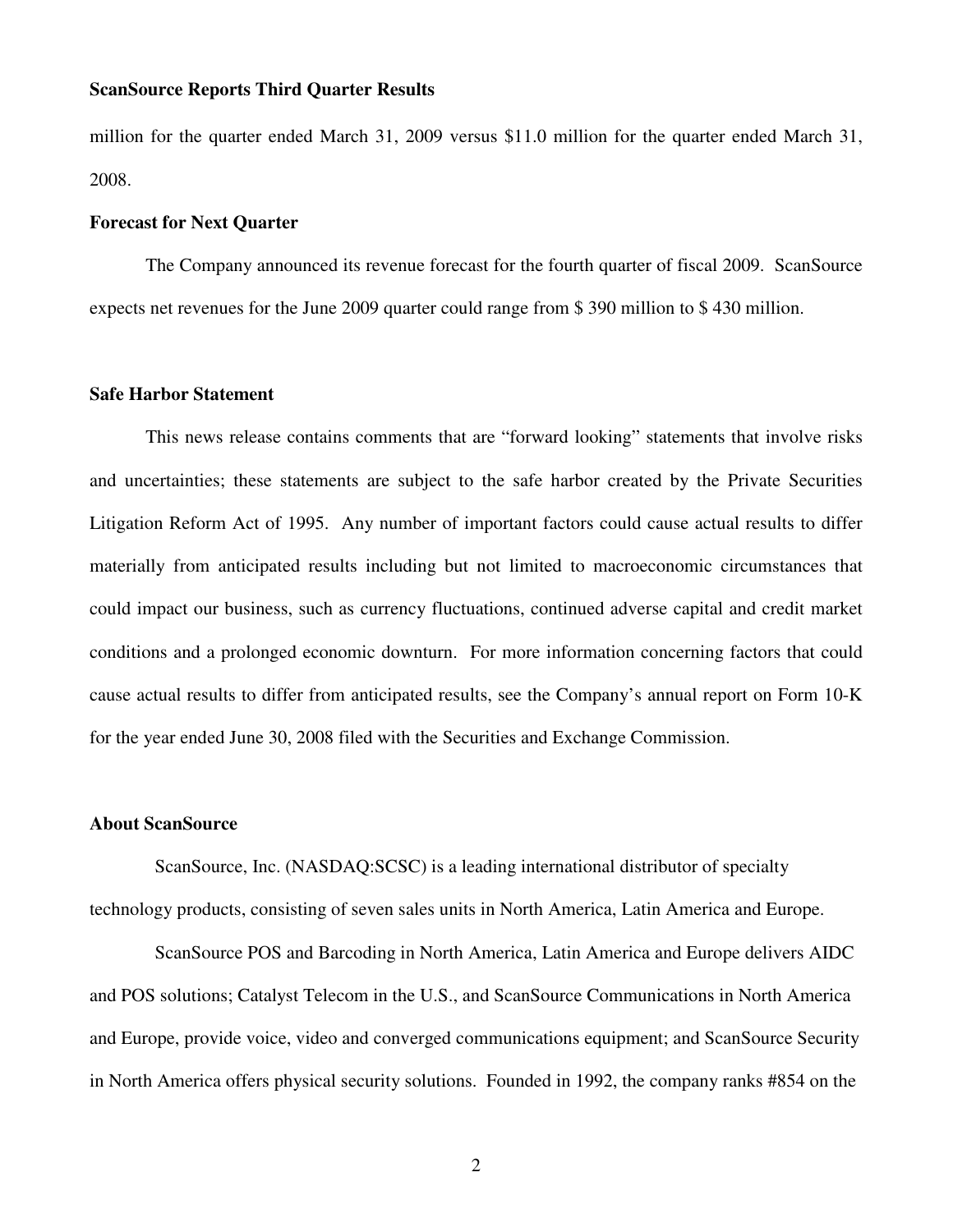million for the quarter ended March 31, 2009 versus $11.0 million for the quarter ended March 31, 2008.

**Forecast for Next Quarter**

The Company announced its revenue forecast for the fourth quarter of fiscal 2009. ScanSource expects net revenues for the June 2009 quarter could range from $ 390 million to $ 430 million.

**Safe Harbor Statement**

This news release contains comments that are “forward looking” statements that involve risks and uncertainties; these statements are subject to the safe harbor created by the Private Securities Litigation Reform Act of 1995. Any number of important factors could cause actual results to differ materially from anticipated results including but not limited to macroeconomic circumstances that could impact our business, such as currency fluctuations, continued adverse capital and credit market conditions and a prolonged economic downturn. For more information concerning factors that could cause actual results to differ from anticipated results, see the Company’s annual report on Form 10-K for the year ended June 30, 2008 filed with the Securities and Exchange Commission.

**About ScanSource**

ScanSource, Inc. (NASDAQ:SCSC) is a leading international distributor of specialty technology products, consisting of seven sales units in North America, Latin America and Europe.

ScanSource POS and Barcoding in North America, Latin America and Europe delivers AIDC and POS solutions; Catalyst Telecom in the U.S., and ScanSource Communications in North America and Europe, provide voice, video and converged communications equipment; and ScanSource Security in North America offers physical security solutions. Founded in 1992, the company ranks #854 on the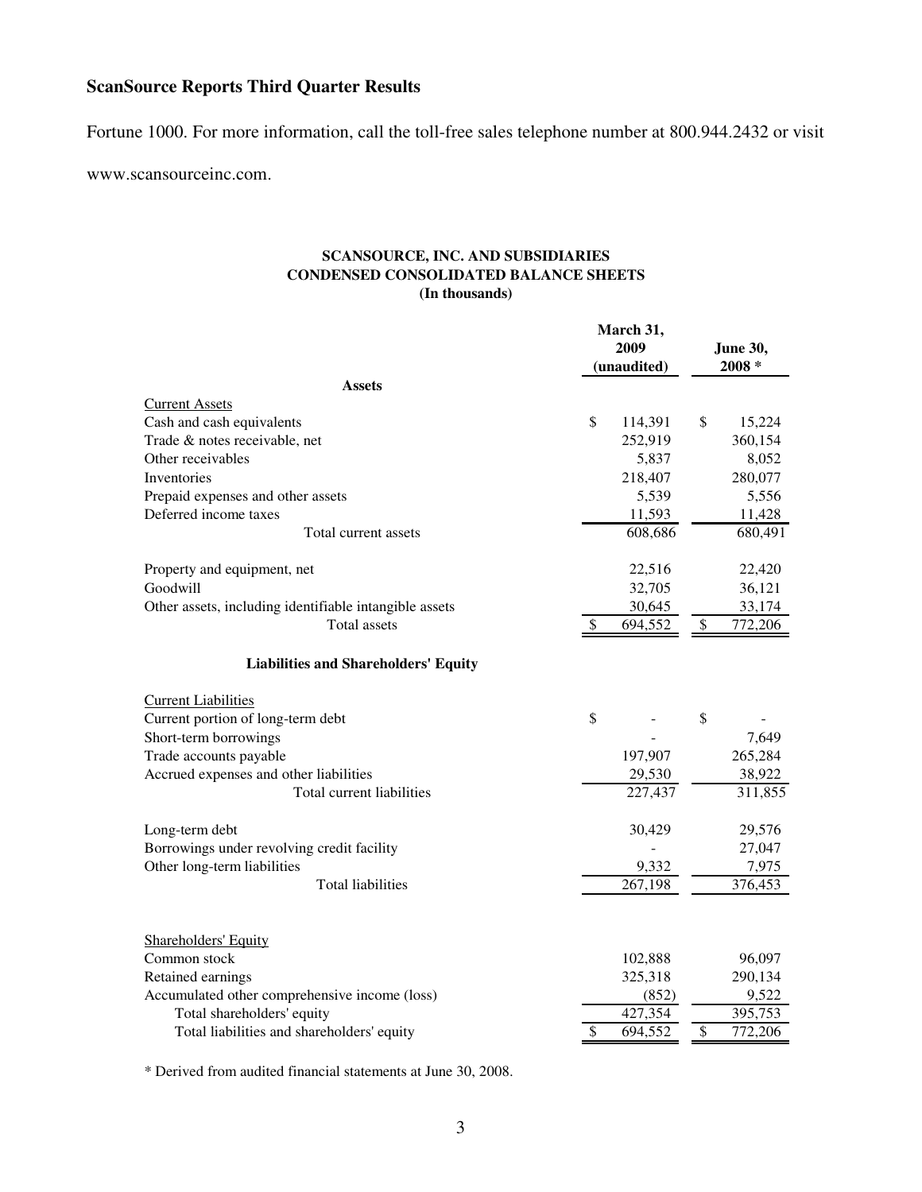**ScanSource Reports Third Quarter Results**

Fortune 1000. For more information, call the toll-free sales telephone number at 800.944.2432 or visit www.scansourceinc.com.

**SCANSOURCE, INC. AND SUBSIDIARIES**
**CONDENSED CONSOLIDATED BALANCE SHEETS**
**(In thousands)**

| | March 31, 2009 (unaudited) | June 30, 2008 * |
|---|---|---|
| **Assets** | | |
| Current Assets | | |
| Cash and cash equivalents | $ 114,391 | $ 15,224 |
| Trade & notes receivable, net | 252,919 | 360,154 |
| Other receivables | 5,837 | 8,052 |
| Inventories | 218,407 | 280,077 |
| Prepaid expenses and other assets | 5,539 | 5,556 |
| Deferred income taxes | 11,593 | 11,428 |
| Total current assets | 608,686 | 680,491 |
| | | |
| Property and equipment, net | 22,516 | 22,420 |
| Goodwill | 32,705 | 36,121 |
| Other assets, including identifiable intangible assets | 30,645 | 33,174 |
| Total assets | $ 694,552 | $ 772,206 |
| | | |
| **Liabilities and Shareholders' Equity** | | |
| Current Liabilities | | |
| Current portion of long-term debt | $ - | $ - |
| Short-term borrowings | - | 7,649 |
| Trade accounts payable | 197,907 | 265,284 |
| Accrued expenses and other liabilities | 29,530 | 38,922 |
| Total current liabilities | 227,437 | 311,855 |
| | | |
| Long-term debt | 30,429 | 29,576 |
| Borrowings under revolving credit facility | - | 27,047 |
| Other long-term liabilities | 9,332 | 7,975 |
| Total liabilities | 267,198 | 376,453 |
| | | |
| Shareholders' Equity | | |
| Common stock | 102,888 | 96,097 |
| Retained earnings | 325,318 | 290,134 |
| Accumulated other comprehensive income (loss) | (852) | 9,522 |
| Total shareholders' equity | 427,354 | 395,753 |
| Total liabilities and shareholders' equity | $ 694,552 | $ 772,206 |

* Derived from audited financial statements at June 30, 2008.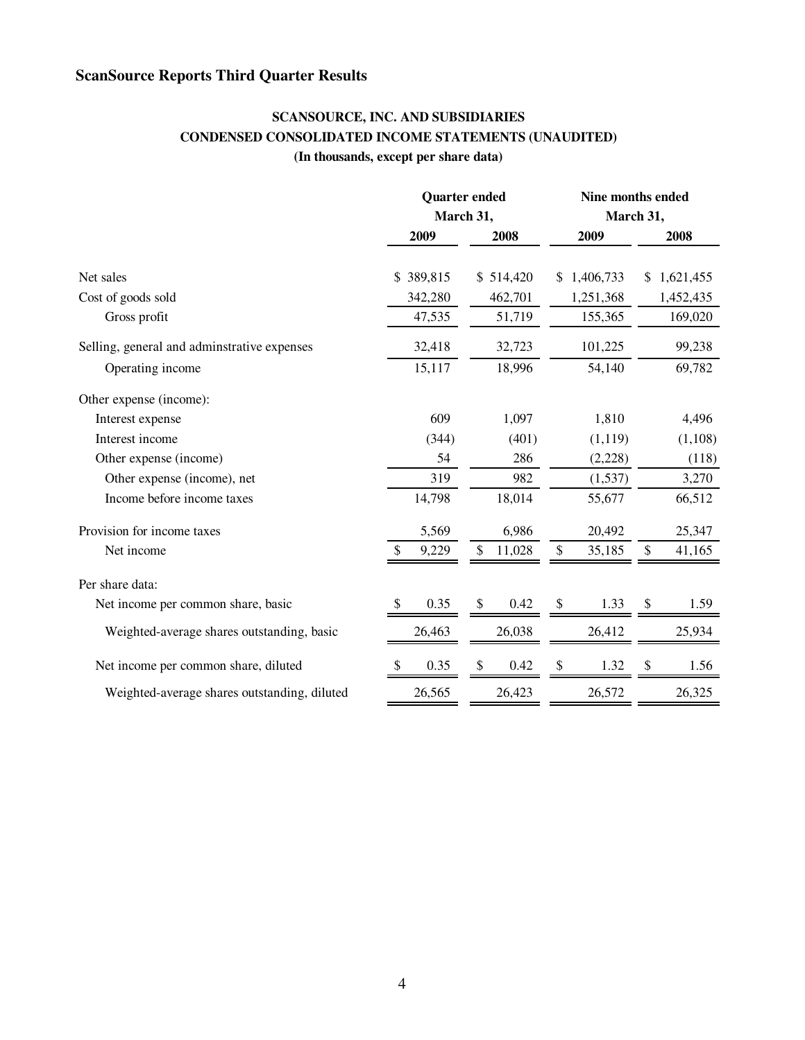**ScanSource Reports Third Quarter Results**

**SCANSOURCE, INC. AND SUBSIDIARIES**
**CONDENSED CONSOLIDATED INCOME STATEMENTS (UNAUDITED)**
**(In thousands, except per share data)**

| | Quarter ended March 31, | | Nine months ended March 31, | |
|---|---|---|---|---|
| | 2009 | 2008 | 2009 | 2008 |
| Net sales | $ 389,815 | $ 514,420 | $ 1,406,733 | $ 1,621,455 |
| Cost of goods sold | 342,280 | 462,701 | 1,251,368 | 1,452,435 |
| Gross profit | 47,535 | 51,719 | 155,365 | 169,020 |
| Selling, general and adminstrative expenses | 32,418 | 32,723 | 101,225 | 99,238 |
| Operating income | 15,117 | 18,996 | 54,140 | 69,782 |
| Other expense (income): | | | | |
| Interest expense | 609 | 1,097 | 1,810 | 4,496 |
| Interest income | (344) | (401) | (1,119) | (1,108) |
| Other expense (income) | 54 | 286 | (2,228) | (118) |
| Other expense (income), net | 319 | 982 | (1,537) | 3,270 |
| Income before income taxes | 14,798 | 18,014 | 55,677 | 66,512 |
| Provision for income taxes | 5,569 | 6,986 | 20,492 | 25,347 |
| Net income | $ 9,229 | $ 11,028 | $ 35,185 | $ 41,165 |
| Per share data: | | | | |
| Net income per common share, basic | $ 0.35 | $ 0.42 | $ 1.33 | $ 1.59 |
| Weighted-average shares outstanding, basic | 26,463 | 26,038 | 26,412 | 25,934 |
| Net income per common share, diluted | $ 0.35 | $ 0.42 | $ 1.32 | $ 1.56 |
| Weighted-average shares outstanding, diluted | 26,565 | 26,423 | 26,572 | 26,325 |